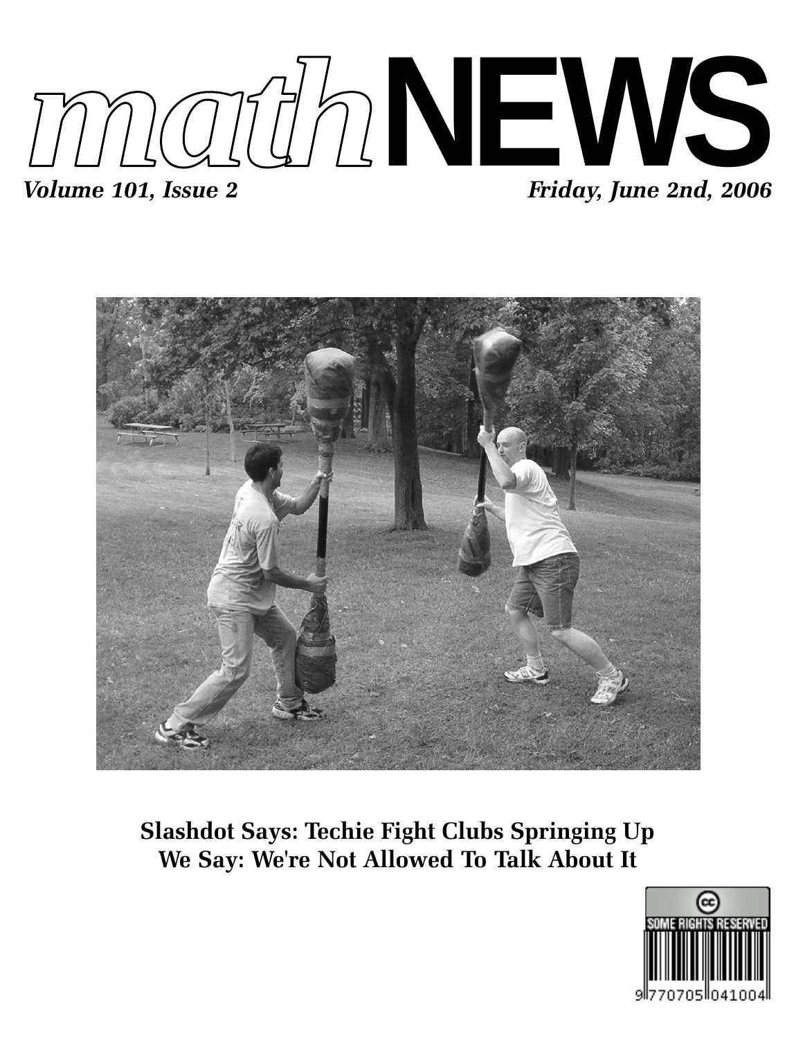# mathNEWS

*Volume 101, Issue 2* | *Friday, June 2nd, 2006*

**Slashdot Says: Techie Fight Clubs Springing Up**
**We Say: We're Not Allowed To Talk About It**

SOME RIGHTS RESERVED

9770705041004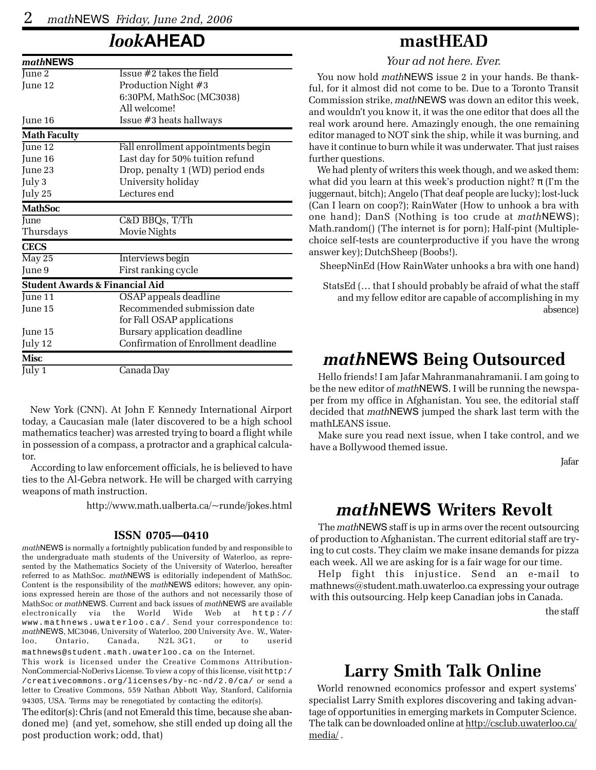# *look*AHEAD

| *math*NEWS | |
|---|---|
| June 2 | Issue #2 takes the field |
| June 12 | Production Night #3<br>6:30PM, MathSoc (MC3038)<br>All welcome! |
| June 16 | Issue #3 heats hallways |
| **Math Faculty** | |
| June 12 | Fall enrollment appointments begin |
| June 16 | Last day for 50% tuition refund |
| June 23 | Drop, penalty 1 (WD) period ends |
| July 3 | University holiday |
| July 25 | Lectures end |
| **MathSoc** | |
| June | C&D BBQs, T/Th |
| Thursdays | Movie Nights |
| **CECS** | |
| May 25 | Interviews begin |
| June 9 | First ranking cycle |
| **Student Awards & Financial Aid** | |
| June 11 | OSAP appeals deadline |
| June 15 | Recommended submission date<br>for Fall OSAP applications |
| June 15 | Bursary application deadline |
| July 12 | Confirmation of Enrollment deadline |
| **Misc** | |
| July 1 | Canada Day |

New York (CNN). At John F. Kennedy International Airport today, a Caucasian male (later discovered to be a high school mathematics teacher) was arrested trying to board a flight while in possession of a compass, a protractor and a graphical calculator.

According to law enforcement officials, he is believed to have ties to the Al-Gebra network. He will be charged with carrying weapons of math instruction.

http://www.math.ualberta.ca/~runde/jokes.html

**ISSN 0705—0410**

*math*NEWS is normally a fortnightly publication funded by and responsible to the undergraduate math students of the University of Waterloo, as represented by the Mathematics Society of the University of Waterloo, hereafter referred to as MathSoc. *math*NEWS is editorially independent of MathSoc. Content is the responsibility of the *math*NEWS editors; however, any opinions expressed herein are those of the authors and not necessarily those of MathSoc or *math*NEWS. Current and back issues of *math*NEWS are available electronically via the World Wide Web at http://www.mathnews.uwaterloo.ca/. Send your correspondence to: *math*NEWS, MC3046, University of Waterloo, 200 University Ave. W., Waterloo, Ontario, Canada, N2L 3G1, or to userid mathnews@student.math.uwaterloo.ca on the Internet.

This work is licensed under the Creative Commons Attribution-NonCommercial-NoDerivs License. To view a copy of this license, visit http://creativecommons.org/licenses/by-nc-nd/2.0/ca/ or send a letter to Creative Commons, 559 Nathan Abbott Way, Stanford, California 94305, USA. Terms may be renegotiated by contacting the editor(s).

The editor(s): Chris (and not Emerald this time, because she abandoned me) (and yet, somehow, she still ended up doing all the post production work; odd, that)

# mastHEAD

*Your ad not here. Ever.*

You now hold *math*NEWS issue 2 in your hands. Be thankful, for it almost did not come to be. Due to a Toronto Transit Commission strike, *math*NEWS was down an editor this week, and wouldn't you know it, it was the one editor that does all the real work around here. Amazingly enough, the one remaining editor managed to NOT sink the ship, while it was burning, and have it continue to burn while it was underwater. That just raises further questions.

We had plenty of writers this week though, and we asked them: what did you learn at this week's production night? π (I'm the juggernaut, bitch); Angelo (That deaf people are lucky); lost-luck (Can I learn on coop?); RainWater (How to unhook a bra with one hand); DanS (Nothing is too crude at *math*NEWS); Math.random() (The internet is for porn); Half-pint (Multiple-choice self-tests are counterproductive if you have the wrong answer key); DutchSheep (Boobs!).

SheepNinEd (How RainWater unhooks a bra with one hand)

StatsEd (… that I should probably be afraid of what the staff and my fellow editor are capable of accomplishing in my absence)

# *math*NEWS Being Outsourced

Hello friends! I am Jafar Mahranmanahramanii. I am going to be the new editor of *math*NEWS. I will be running the newspaper from my office in Afghanistan. You see, the editorial staff decided that *math*NEWS jumped the shark last term with the mathLEANS issue.

Make sure you read next issue, when I take control, and we have a Bollywood themed issue.

Jafar

# *math*NEWS Writers Revolt

The *math*NEWS staff is up in arms over the recent outsourcing of production to Afghanistan. The current editorial staff are trying to cut costs. They claim we make insane demands for pizza each week. All we are asking for is a fair wage for our time.

Help fight this injustice. Send an e-mail to mathnews@student.math.uwaterloo.ca expressing your outrage with this outsourcing. Help keep Canadian jobs in Canada.

the staff

# Larry Smith Talk Online

World renowned economics professor and expert systems' specialist Larry Smith explores discovering and taking advantage of opportunities in emerging markets in Computer Science. The talk can be downloaded online at http://csclub.uwaterloo.ca/media/ .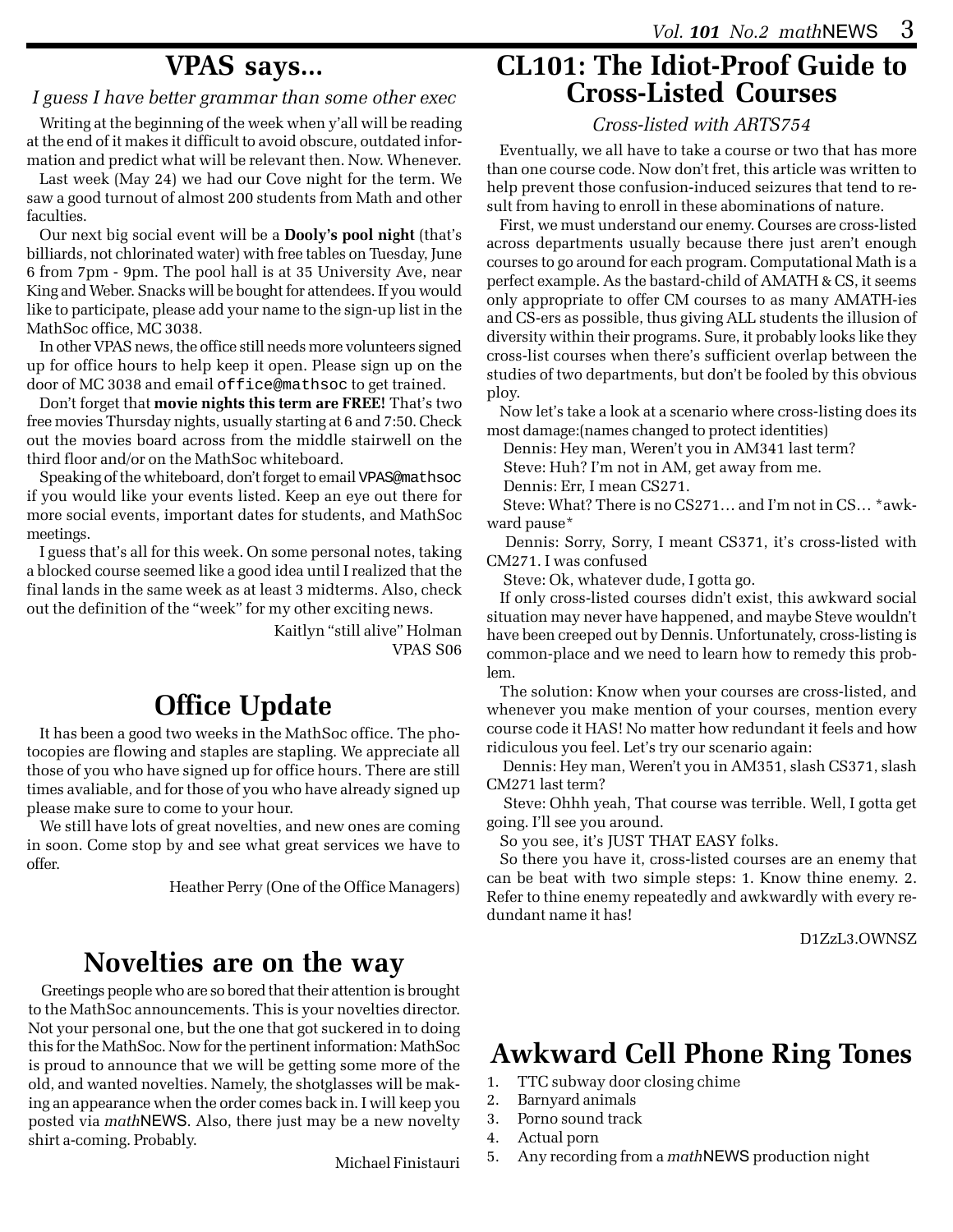# VPAS says...

*I guess I have better grammar than some other exec*

Writing at the beginning of the week when y'all will be reading at the end of it makes it difficult to avoid obscure, outdated information and predict what will be relevant then. Now. Whenever.

Last week (May 24) we had our Cove night for the term. We saw a good turnout of almost 200 students from Math and other faculties.

Our next big social event will be a **Dooly's pool night** (that's billiards, not chlorinated water) with free tables on Tuesday, June 6 from 7pm - 9pm. The pool hall is at 35 University Ave, near King and Weber. Snacks will be bought for attendees. If you would like to participate, please add your name to the sign-up list in the MathSoc office, MC 3038.

In other VPAS news, the office still needs more volunteers signed up for office hours to help keep it open. Please sign up on the door of MC 3038 and email `office@mathsoc` to get trained.

Don't forget that **movie nights this term are FREE!** That's two free movies Thursday nights, usually starting at 6 and 7:50. Check out the movies board across from the middle stairwell on the third floor and/or on the MathSoc whiteboard.

Speaking of the whiteboard, don't forget to email `VPAS@mathsoc` if you would like your events listed. Keep an eye out there for more social events, important dates for students, and MathSoc meetings.

I guess that's all for this week. On some personal notes, taking a blocked course seemed like a good idea until I realized that the final lands in the same week as at least 3 midterms. Also, check out the definition of the "week" for my other exciting news.

Kaitlyn "still alive" Holman
VPAS S06

# Office Update

It has been a good two weeks in the MathSoc office. The photocopies are flowing and staples are stapling. We appreciate all those of you who have signed up for office hours. There are still times avaliable, and for those of you who have already signed up please make sure to come to your hour.

We still have lots of great novelties, and new ones are coming in soon. Come stop by and see what great services we have to offer.

Heather Perry (One of the Office Managers)

# Novelties are on the way

Greetings people who are so bored that their attention is brought to the MathSoc announcements. This is your novelties director. Not your personal one, but the one that got suckered in to doing this for the MathSoc. Now for the pertinent information: MathSoc is proud to announce that we will be getting some more of the old, and wanted novelties. Namely, the shotglasses will be making an appearance when the order comes back in. I will keep you posted via *math*NEWS. Also, there just may be a new novelty shirt a-coming. Probably.

Michael Finistauri

# CL101: The Idiot-Proof Guide to Cross-Listed Courses

*Cross-listed with ARTS754*

Eventually, we all have to take a course or two that has more than one course code. Now don't fret, this article was written to help prevent those confusion-induced seizures that tend to result from having to enroll in these abominations of nature.

First, we must understand our enemy. Courses are cross-listed across departments usually because there just aren't enough courses to go around for each program. Computational Math is a perfect example. As the bastard-child of AMATH & CS, it seems only appropriate to offer CM courses to as many AMATH-ies and CS-ers as possible, thus giving ALL students the illusion of diversity within their programs. Sure, it probably looks like they cross-list courses when there's sufficient overlap between the studies of two departments, but don't be fooled by this obvious ploy.

Now let's take a look at a scenario where cross-listing does its most damage:(names changed to protect identities)

Dennis: Hey man, Weren't you in AM341 last term?

Steve: Huh? I'm not in AM, get away from me.

Dennis: Err, I mean CS271.

Steve: What? There is no CS271… and I'm not in CS… *awkward pause*

Dennis: Sorry, Sorry, I meant CS371, it's cross-listed with CM271. I was confused

Steve: Ok, whatever dude, I gotta go.

If only cross-listed courses didn't exist, this awkward social situation may never have happened, and maybe Steve wouldn't have been creeped out by Dennis. Unfortunately, cross-listing is common-place and we need to learn how to remedy this problem.

The solution: Know when your courses are cross-listed, and whenever you make mention of your courses, mention every course code it HAS! No matter how redundant it feels and how ridiculous you feel. Let's try our scenario again:

Dennis: Hey man, Weren't you in AM351, slash CS371, slash CM271 last term?

Steve: Ohhh yeah, That course was terrible. Well, I gotta get going. I'll see you around.

So you see, it's JUST THAT EASY folks.

So there you have it, cross-listed courses are an enemy that can be beat with two simple steps: 1. Know thine enemy. 2. Refer to thine enemy repeatedly and awkwardly with every redundant name it has!

D1ZzL3.OWNSZ

# Awkward Cell Phone Ring Tones

1. TTC subway door closing chime
2. Barnyard animals
3. Porno sound track
4. Actual porn
5. Any recording from a *math*NEWS production night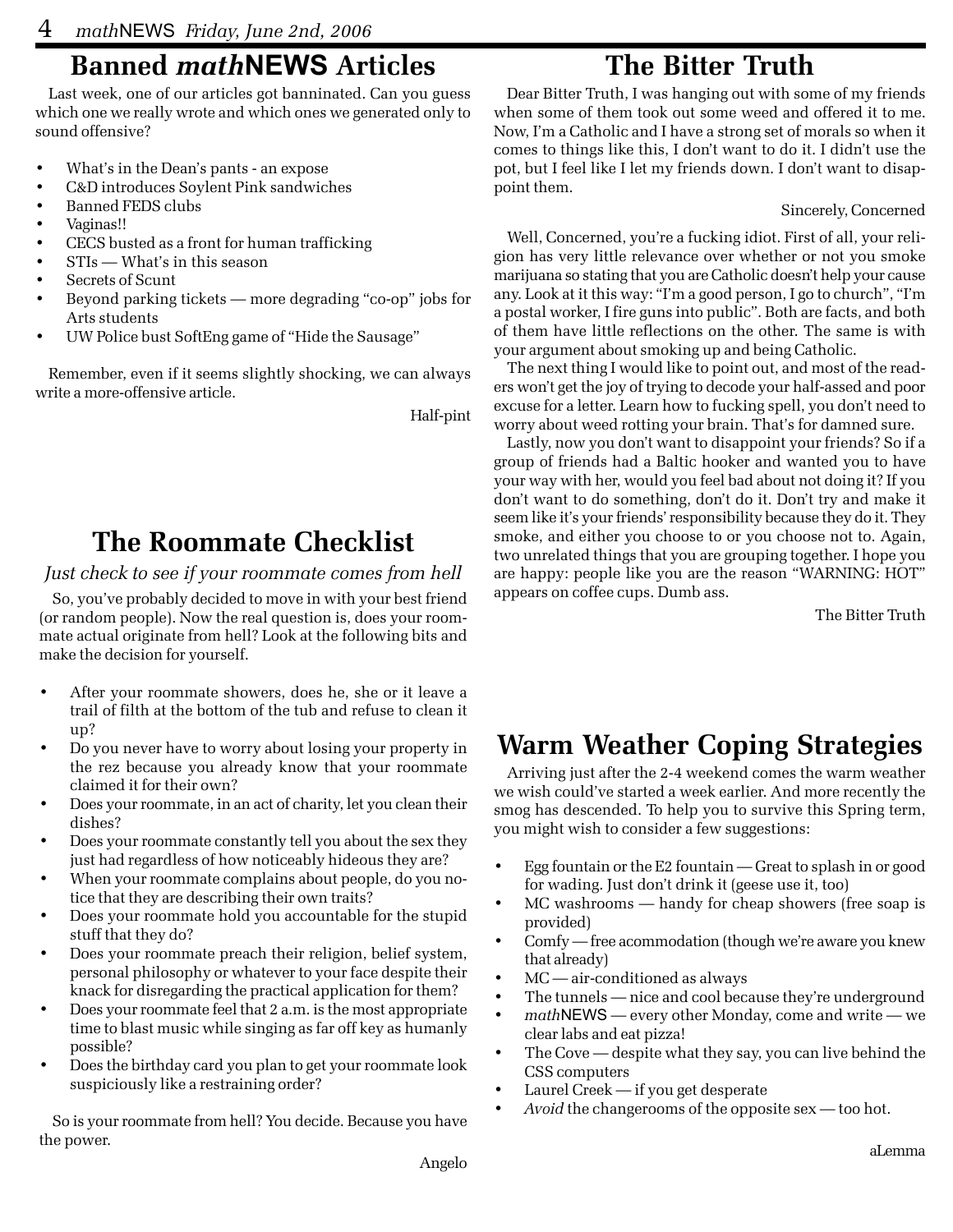## Banned *math*NEWS Articles

Last week, one of our articles got banninated. Can you guess which one we really wrote and which ones we generated only to sound offensive?

- What's in the Dean's pants - an expose
- C&D introduces Soylent Pink sandwiches
- Banned FEDS clubs
- Vaginas!!
- CECS busted as a front for human trafficking
- STIs — What's in this season
- Secrets of Scunt
- Beyond parking tickets — more degrading "co-op" jobs for Arts students
- UW Police bust SoftEng game of "Hide the Sausage"

Remember, even if it seems slightly shocking, we can always write a more-offensive article.

Half-pint

## The Roommate Checklist

*Just check to see if your roommate comes from hell*

So, you've probably decided to move in with your best friend (or random people). Now the real question is, does your roommate actual originate from hell? Look at the following bits and make the decision for yourself.

- After your roommate showers, does he, she or it leave a trail of filth at the bottom of the tub and refuse to clean it up?
- Do you never have to worry about losing your property in the rez because you already know that your roommate claimed it for their own?
- Does your roommate, in an act of charity, let you clean their dishes?
- Does your roommate constantly tell you about the sex they just had regardless of how noticeably hideous they are?
- When your roommate complains about people, do you notice that they are describing their own traits?
- Does your roommate hold you accountable for the stupid stuff that they do?
- Does your roommate preach their religion, belief system, personal philosophy or whatever to your face despite their knack for disregarding the practical application for them?
- Does your roommate feel that 2 a.m. is the most appropriate time to blast music while singing as far off key as humanly possible?
- Does the birthday card you plan to get your roommate look suspiciously like a restraining order?

So is your roommate from hell? You decide. Because you have the power.

Angelo

## The Bitter Truth

Dear Bitter Truth, I was hanging out with some of my friends when some of them took out some weed and offered it to me. Now, I'm a Catholic and I have a strong set of morals so when it comes to things like this, I don't want to do it. I didn't use the pot, but I feel like I let my friends down. I don't want to disappoint them.

Sincerely, Concerned

Well, Concerned, you're a fucking idiot. First of all, your religion has very little relevance over whether or not you smoke marijuana so stating that you are Catholic doesn't help your cause any. Look at it this way: "I'm a good person, I go to church", "I'm a postal worker, I fire guns into public". Both are facts, and both of them have little reflections on the other. The same is with your argument about smoking up and being Catholic.

The next thing I would like to point out, and most of the readers won't get the joy of trying to decode your half-assed and poor excuse for a letter. Learn how to fucking spell, you don't need to worry about weed rotting your brain. That's for damned sure.

Lastly, now you don't want to disappoint your friends? So if a group of friends had a Baltic hooker and wanted you to have your way with her, would you feel bad about not doing it? If you don't want to do something, don't do it. Don't try and make it seem like it's your friends' responsibility because they do it. They smoke, and either you choose to or you choose not to. Again, two unrelated things that you are grouping together. I hope you are happy: people like you are the reason "WARNING: HOT" appears on coffee cups. Dumb ass.

The Bitter Truth

## Warm Weather Coping Strategies

Arriving just after the 2-4 weekend comes the warm weather we wish could've started a week earlier. And more recently the smog has descended. To help you to survive this Spring term, you might wish to consider a few suggestions:

- Egg fountain or the E2 fountain — Great to splash in or good for wading. Just don't drink it (geese use it, too)
- MC washrooms — handy for cheap showers (free soap is provided)
- Comfy — free acommodation (though we're aware you knew that already)
- MC — air-conditioned as always
- The tunnels — nice and cool because they're underground
- *math*NEWS — every other Monday, come and write — we clear labs and eat pizza!
- The Cove — despite what they say, you can live behind the CSS computers
- Laurel Creek — if you get desperate
- *Avoid* the changerooms of the opposite sex — too hot.

aLemma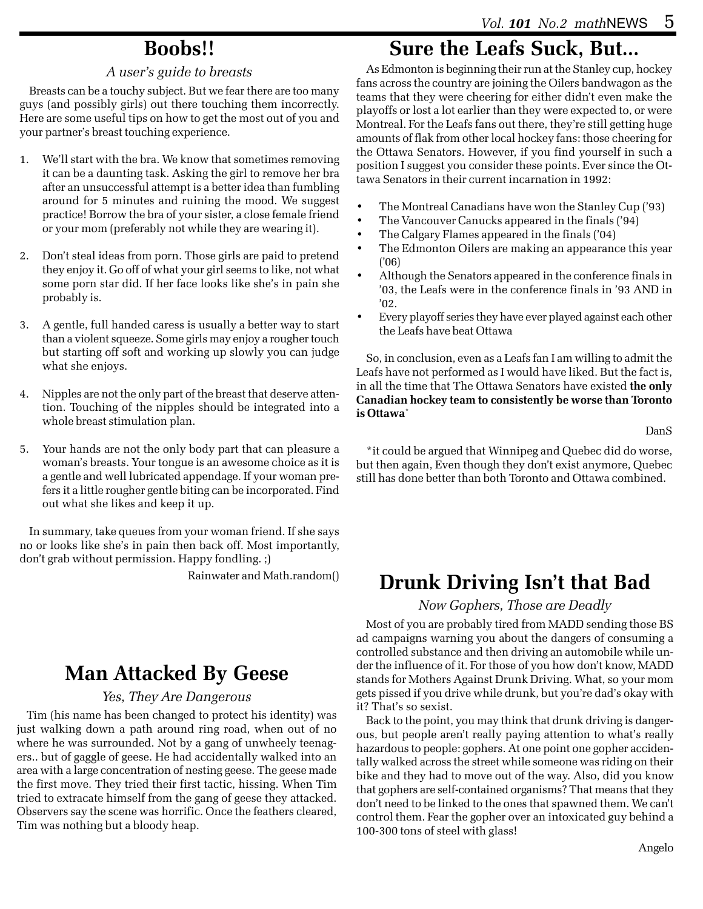## Boobs!!

*A user's guide to breasts*

Breasts can be a touchy subject. But we fear there are too many guys (and possibly girls) out there touching them incorrectly. Here are some useful tips on how to get the most out of you and your partner's breast touching experience.

1. We'll start with the bra. We know that sometimes removing it can be a daunting task. Asking the girl to remove her bra after an unsuccessful attempt is a better idea than fumbling around for 5 minutes and ruining the mood. We suggest practice! Borrow the bra of your sister, a close female friend or your mom (preferably not while they are wearing it).

2. Don't steal ideas from porn. Those girls are paid to pretend they enjoy it. Go off of what your girl seems to like, not what some porn star did. If her face looks like she's in pain she probably is.

3. A gentle, full handed caress is usually a better way to start than a violent squeeze. Some girls may enjoy a rougher touch but starting off soft and working up slowly you can judge what she enjoys.

4. Nipples are not the only part of the breast that deserve attention. Touching of the nipples should be integrated into a whole breast stimulation plan.

5. Your hands are not the only body part that can pleasure a woman's breasts. Your tongue is an awesome choice as it is a gentle and well lubricated appendage. If your woman prefers it a little rougher gentle biting can be incorporated. Find out what she likes and keep it up.

In summary, take queues from your woman friend. If she says no or looks like she's in pain then back off. Most importantly, don't grab without permission. Happy fondling. ;)

Rainwater and Math.random()

## Man Attacked By Geese

*Yes, They Are Dangerous*

Tim (his name has been changed to protect his identity) was just walking down a path around ring road, when out of no where he was surrounded. Not by a gang of unwheely teenagers.. but of gaggle of geese. He had accidentally walked into an area with a large concentration of nesting geese. The geese made the first move. They tried their first tactic, hissing. When Tim tried to extracate himself from the gang of geese they attacked. Observers say the scene was horrific. Once the feathers cleared, Tim was nothing but a bloody heap.

## Sure the Leafs Suck, But...

As Edmonton is beginning their run at the Stanley cup, hockey fans across the country are joining the Oilers bandwagon as the teams that they were cheering for either didn't even make the playoffs or lost a lot earlier than they were expected to, or were Montreal. For the Leafs fans out there, they're still getting huge amounts of flak from other local hockey fans: those cheering for the Ottawa Senators. However, if you find yourself in such a position I suggest you consider these points. Ever since the Ottawa Senators in their current incarnation in 1992:

- The Montreal Canadians have won the Stanley Cup ('93)
- The Vancouver Canucks appeared in the finals ('94)
- The Calgary Flames appeared in the finals ('04)
- The Edmonton Oilers are making an appearance this year ('06)
- Although the Senators appeared in the conference finals in '03, the Leafs were in the conference finals in '93 AND in '02.
- Every playoff series they have ever played against each other the Leafs have beat Ottawa

So, in conclusion, even as a Leafs fan I am willing to admit the Leafs have not performed as I would have liked. But the fact is, in all the time that The Ottawa Senators have existed **the only Canadian hockey team to consistently be worse than Toronto is Ottawa***

DanS

*it could be argued that Winnipeg and Quebec did do worse, but then again, Even though they don't exist anymore, Quebec still has done better than both Toronto and Ottawa combined.

## Drunk Driving Isn't that Bad

*Now Gophers, Those are Deadly*

Most of you are probably tired from MADD sending those BS ad campaigns warning you about the dangers of consuming a controlled substance and then driving an automobile while under the influence of it. For those of you how don't know, MADD stands for Mothers Against Drunk Driving. What, so your mom gets pissed if you drive while drunk, but you're dad's okay with it? That's so sexist.

Back to the point, you may think that drunk driving is dangerous, but people aren't really paying attention to what's really hazardous to people: gophers. At one point one gopher accidentally walked across the street while someone was riding on their bike and they had to move out of the way. Also, did you know that gophers are self-contained organisms? That means that they don't need to be linked to the ones that spawned them. We can't control them. Fear the gopher over an intoxicated guy behind a 100-300 tons of steel with glass!

Angelo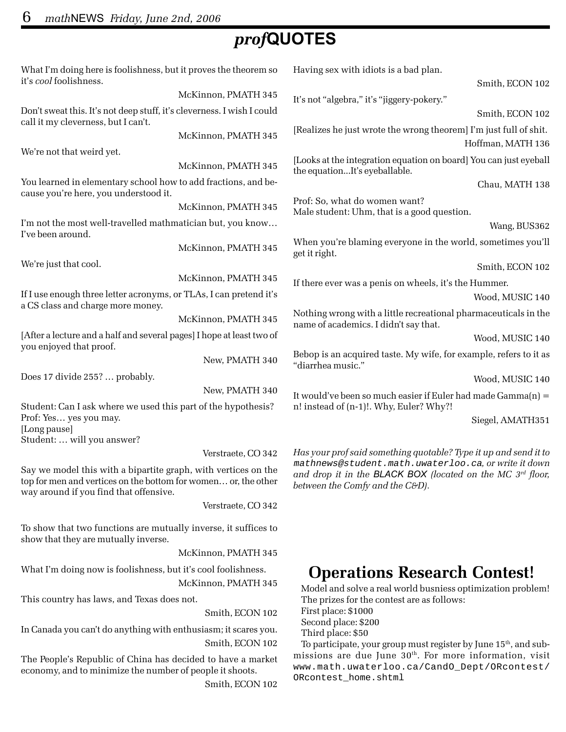# *prof*QUOTES

What I'm doing here is foolishness, but it proves the theorem so it's *cool* foolishness.

McKinnon, PMATH 345

Don't sweat this. It's not deep stuff, it's cleverness. I wish I could call it my cleverness, but I can't.

McKinnon, PMATH 345

We're not that weird yet.

McKinnon, PMATH 345

You learned in elementary school how to add fractions, and because you're here, you understood it.

McKinnon, PMATH 345

I'm not the most well-travelled mathmatician but, you know… I've been around.

McKinnon, PMATH 345

We're just that cool.

McKinnon, PMATH 345

If I use enough three letter acronyms, or TLAs, I can pretend it's a CS class and charge more money.

McKinnon, PMATH 345

[After a lecture and a half and several pages] I hope at least two of you enjoyed that proof.

New, PMATH 340

Does 17 divide 255? … probably.

New, PMATH 340

Student: Can I ask where we used this part of the hypothesis?
Prof: Yes… yes you may.
[Long pause]
Student: … will you answer?

Verstraete, CO 342

Say we model this with a bipartite graph, with vertices on the top for men and vertices on the bottom for women… or, the other way around if you find that offensive.

Verstraete, CO 342

To show that two functions are mutually inverse, it suffices to show that they are mutually inverse.

McKinnon, PMATH 345

What I'm doing now is foolishness, but it's cool foolishness.

McKinnon, PMATH 345

This country has laws, and Texas does not.

Smith, ECON 102

In Canada you can't do anything with enthusiasm; it scares you.

Smith, ECON 102

The People's Republic of China has decided to have a market economy, and to minimize the number of people it shoots.

Smith, ECON 102

Having sex with idiots is a bad plan.

Smith, ECON 102

It's not "algebra," it's "jiggery-pokery."

Smith, ECON 102

[Realizes he just wrote the wrong theorem] I'm just full of shit.

Hoffman, MATH 136

[Looks at the integration equation on board] You can just eyeball the equation...It's eyeballable.

Chau, MATH 138

Prof: So, what do women want?
Male student: Uhm, that is a good question.

Wang, BUS362

When you're blaming everyone in the world, sometimes you'll get it right.

Smith, ECON 102

If there ever was a penis on wheels, it's the Hummer.

Wood, MUSIC 140

Nothing wrong with a little recreational pharmaceuticals in the name of academics. I didn't say that.

Wood, MUSIC 140

Bebop is an acquired taste. My wife, for example, refers to it as "diarrhea music."

Wood, MUSIC 140

It would've been so much easier if Euler had made Gamma(n) = n! instead of (n-1)!. Why, Euler? Why?!

Siegel, AMATH351

*Has your prof said something quotable? Type it up and send it to mathnews@student.math.uwaterloo.ca, or write it down and drop it in the BLACK BOX (located on the MC 3rd floor, between the Comfy and the C&D).*

## Operations Research Contest!

Model and solve a real world busniess optimization problem!
The prizes for the contest are as follows:
First place: $1000
Second place: $200
Third place: $50

To participate, your group must register by June 15th, and submissions are due June 30th. For more information, visit www.math.uwaterloo.ca/CandO_Dept/ORcontest/ORcontest_home.shtml